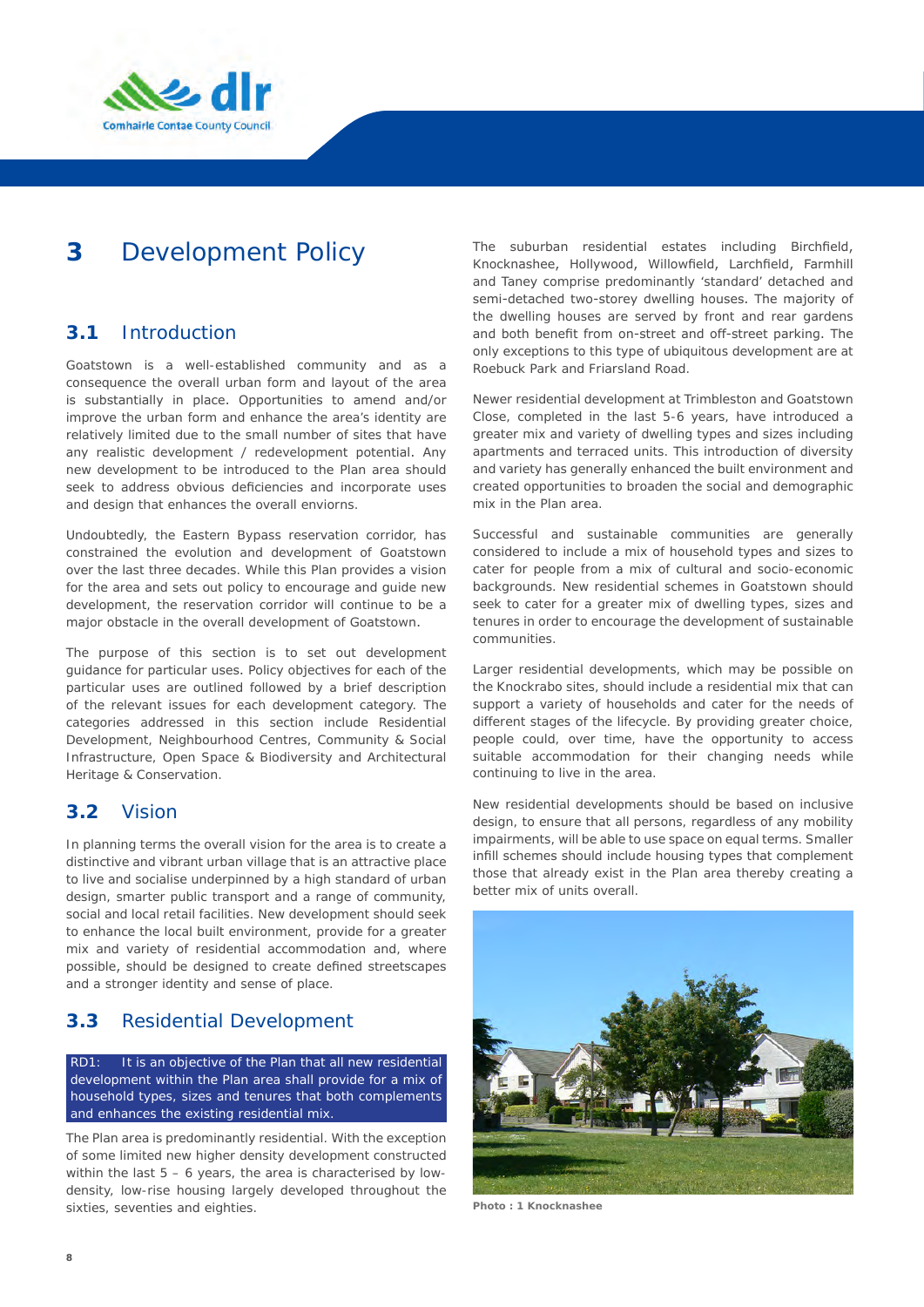# 3 Development Policy

## 3.1 Introduction

Goatstown is a well-established community and as a consequence the overall urban form and layout of the area is substantially in place. Opportunities to amend and/or improve the urban form and enhance the area's identity are relatively limited due to the small number of sites that have any realistic development / redevelopment potential. Any new development to be introduced to the Plan area should seek to address obvious deficiencies and incorporate uses and design that enhances the overall enviorns.

Undoubtedly, the Eastern Bypass reservation corridor, has constrained the evolution and development of Goatstown over the last three decades. While this Plan provides a vision for the area and sets out policy to encourage and guide new development, the reservation corridor will continue to be a major obstacle in the overall development of Goatstown.

The purpose of this section is to set out development guidance for particular uses. Policy objectives for each of the particular uses are outlined followed by a brief description of the relevant issues for each development category. The categories addressed in this section include Residential Development, Neighbourhood Centres, Community & Social Infrastructure, Open Space & Biodiversity and Architectural Heritage & Conservation.

## 3.2 Vision

In planning terms the overall vision for the area is to create a distinctive and vibrant urban village that is an attractive place to live and socialise underpinned by a high standard of urban design, smarter public transport and a range of community, social and local retail facilities. New development should seek to enhance the local built environment, provide for a greater mix and variety of residential accommodation and, where possible, should be designed to create defined streetscapes and a stronger identity and sense of place.

## 3.3 Residential Development

**RD1:** It is an objective of the Plan that all new residential development within the Plan area shall provide for a mix of household types, sizes and tenures that both complements and enhances the existing residential mix.

The Plan area is predominantly residential. With the exception of some limited new higher density development constructed within the last 5 – 6 years, the area is characterised by low-density, low-rise housing largely developed throughout the sixties, seventies and eighties.

The suburban residential estates including Birchfield, Knocknashee, Hollywood, Willowfield, Larchfield, Farmhill and Taney comprise predominantly 'standard' detached and semi-detached two-storey dwelling houses. The majority of the dwelling houses are served by front and rear gardens and both benefit from on-street and off-street parking. The only exceptions to this type of ubiquitous development are at Roebuck Park and Friarsland Road.

Newer residential development at Trimbleston and Goatstown Close, completed in the last 5-6 years, have introduced a greater mix and variety of dwelling types and sizes including apartments and terraced units. This introduction of diversity and variety has generally enhanced the built environment and created opportunities to broaden the social and demographic mix in the Plan area.

Successful and sustainable communities are generally considered to include a mix of household types and sizes to cater for people from a mix of cultural and socio-economic backgrounds. New residential schemes in Goatstown should seek to cater for a greater mix of dwelling types, sizes and tenures in order to encourage the development of sustainable communities.

Larger residential developments, which may be possible on the Knockrabo sites, should include a residential mix that can support a variety of households and cater for the needs of different stages of the lifecycle. By providing greater choice, people could, over time, have the opportunity to access suitable accommodation for their changing needs while continuing to live in the area.

New residential developments should be based on inclusive design, to ensure that all persons, regardless of any mobility impairments, will be able to use space on equal terms. Smaller infill schemes should include housing types that complement those that already exist in the Plan area thereby creating a better mix of units overall.

**Photo : 1 Knocknashee**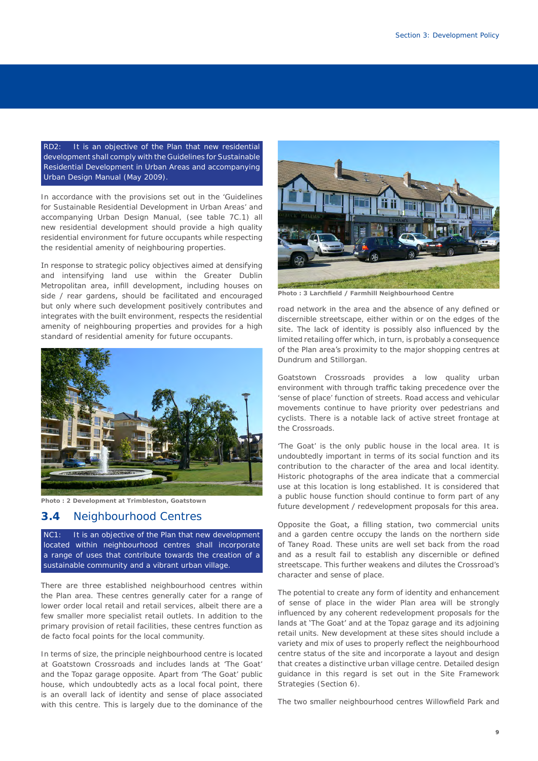RD2: It is an objective of the Plan that new residential development shall comply with the Guidelines for Sustainable Residential Development in Urban Areas and accompanying Urban Design Manual (May 2009).

In accordance with the provisions set out in the 'Guidelines for Sustainable Residential Development in Urban Areas' and accompanying Urban Design Manual, (see table 7C.1) all new residential development should provide a high quality residential environment for future occupants while respecting the residential amenity of neighbouring properties.

In response to strategic policy objectives aimed at densifying and intensifying land use within the Greater Dublin Metropolitan area, infill development, including houses on side / rear gardens, should be facilitated and encouraged but only where such development positively contributes and integrates with the built environment, respects the residential amenity of neighbouring properties and provides for a high standard of residential amenity for future occupants.

**Photo : 2 Development at Trimbleston, Goatstown**

## 3.4 Neighbourhood Centres

NC1: It is an objective of the Plan that new development located within neighbourhood centres shall incorporate a range of uses that contribute towards the creation of a sustainable community and a vibrant urban village.

There are three established neighbourhood centres within the Plan area. These centres generally cater for a range of lower order local retail and retail services, albeit there are a few smaller more specialist retail outlets. In addition to the primary provision of retail facilities, these centres function as de facto focal points for the local community.

In terms of size, the principle neighbourhood centre is located at Goatstown Crossroads and includes lands at 'The Goat' and the Topaz garage opposite. Apart from 'The Goat' public house, which undoubtedly acts as a local focal point, there is an overall lack of identity and sense of place associated with this centre. This is largely due to the dominance of the road network in the area and the absence of any defined or discernible streetscape, either within or on the edges of the site. The lack of identity is possibly also influenced by the limited retailing offer which, in turn, is probably a consequence of the Plan area's proximity to the major shopping centres at Dundrum and Stillorgan.

**Photo : 3 Larchfield / Farmhill Neighbourhood Centre**

Goatstown Crossroads provides a low quality urban environment with through traffic taking precedence over the 'sense of place' function of streets. Road access and vehicular movements continue to have priority over pedestrians and cyclists. There is a notable lack of active street frontage at the Crossroads.

'The Goat' is the only public house in the local area. It is undoubtedly important in terms of its social function and its contribution to the character of the area and local identity. Historic photographs of the area indicate that a commercial use at this location is long established. It is considered that a public house function should continue to form part of any future development / redevelopment proposals for this area.

Opposite the Goat, a filling station, two commercial units and a garden centre occupy the lands on the northern side of Taney Road. These units are well set back from the road and as a result fail to establish any discernible or defined streetscape. This further weakens and dilutes the Crossroad's character and sense of place.

The potential to create any form of identity and enhancement of sense of place in the wider Plan area will be strongly influenced by any coherent redevelopment proposals for the lands at 'The Goat' and at the Topaz garage and its adjoining retail units. New development at these sites should include a variety and mix of uses to properly reflect the neighbourhood centre status of the site and incorporate a layout and design that creates a distinctive urban village centre. Detailed design guidance in this regard is set out in the Site Framework Strategies (Section 6).

The two smaller neighbourhood centres Willowfield Park and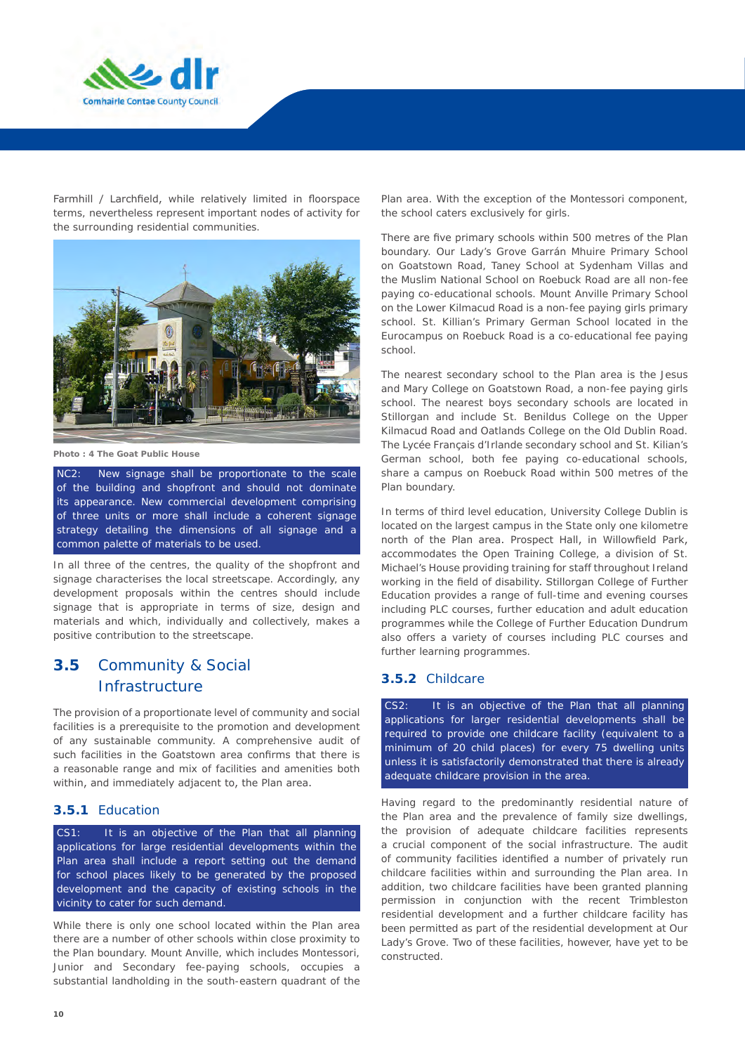Farmhill / Larchfield, while relatively limited in floorspace terms, nevertheless represent important nodes of activity for the surrounding residential communities.

Photo : 4 The Goat Public House

> NC2: New signage shall be proportionate to the scale of the building and shopfront and should not dominate its appearance. New commercial development comprising of three units or more shall include a coherent signage strategy detailing the dimensions of all signage and a common palette of materials to be used.

In all three of the centres, the quality of the shopfront and signage characterises the local streetscape. Accordingly, any development proposals within the centres should include signage that is appropriate in terms of size, design and materials and which, individually and collectively, makes a positive contribution to the streetscape.

## 3.5 Community & Social Infrastructure

The provision of a proportionate level of community and social facilities is a prerequisite to the promotion and development of any sustainable community. A comprehensive audit of such facilities in the Goatstown area confirms that there is a reasonable range and mix of facilities and amenities both within, and immediately adjacent to, the Plan area.

### 3.5.1 Education

> CS1: It is an objective of the Plan that all planning applications for large residential developments within the Plan area shall include a report setting out the demand for school places likely to be generated by the proposed development and the capacity of existing schools in the vicinity to cater for such demand.

While there is only one school located within the Plan area there are a number of other schools within close proximity to the Plan boundary. Mount Anville, which includes Montessori, Junior and Secondary fee-paying schools, occupies a substantial landholding in the south-eastern quadrant of the Plan area. With the exception of the Montessori component, the school caters exclusively for girls.

There are five primary schools within 500 metres of the Plan boundary. Our Lady's Grove Garrán Mhuire Primary School on Goatstown Road, Taney School at Sydenham Villas and the Muslim National School on Roebuck Road are all non-fee paying co-educational schools. Mount Anville Primary School on the Lower Kilmacud Road is a non-fee paying girls primary school. St. Killian's Primary German School located in the Eurocampus on Roebuck Road is a co-educational fee paying school.

The nearest secondary school to the Plan area is the Jesus and Mary College on Goatstown Road, a non-fee paying girls school. The nearest boys secondary schools are located in Stillorgan and include St. Benildus College on the Upper Kilmacud Road and Oatlands College on the Old Dublin Road. The Lycée Français d'Irlande secondary school and St. Kilian's German school, both fee paying co-educational schools, share a campus on Roebuck Road within 500 metres of the Plan boundary.

In terms of third level education, University College Dublin is located on the largest campus in the State only one kilometre north of the Plan area. Prospect Hall, in Willowfield Park, accommodates the Open Training College, a division of St. Michael's House providing training for staff throughout Ireland working in the field of disability. Stillorgan College of Further Education provides a range of full-time and evening courses including PLC courses, further education and adult education programmes while the College of Further Education Dundrum also offers a variety of courses including PLC courses and further learning programmes.

### 3.5.2 Childcare

> CS2: It is an objective of the Plan that all planning applications for larger residential developments shall be required to provide one childcare facility (equivalent to a minimum of 20 child places) for every 75 dwelling units unless it is satisfactorily demonstrated that there is already adequate childcare provision in the area.

Having regard to the predominantly residential nature of the Plan area and the prevalence of family size dwellings, the provision of adequate childcare facilities represents a crucial component of the social infrastructure. The audit of community facilities identified a number of privately run childcare facilities within and surrounding the Plan area. In addition, two childcare facilities have been granted planning permission in conjunction with the recent Trimbleston residential development and a further childcare facility has been permitted as part of the residential development at Our Lady's Grove. Two of these facilities, however, have yet to be constructed.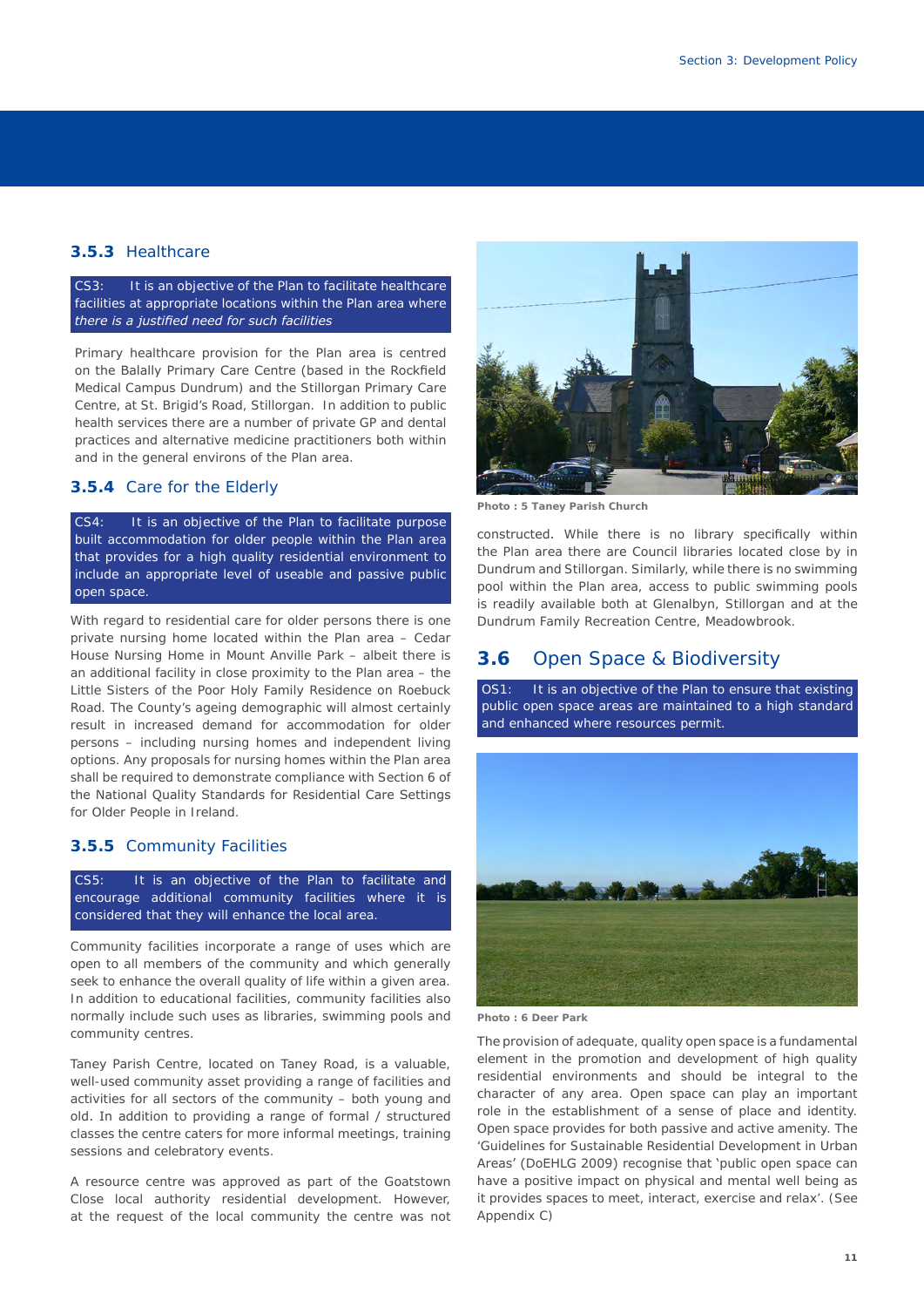### 3.5.3 Healthcare

CS3: It is an objective of the Plan to facilitate healthcare facilities at appropriate locations within the Plan area where *there is a justified need for such facilities*

Primary healthcare provision for the Plan area is centred on the Balally Primary Care Centre (based in the Rockfield Medical Campus Dundrum) and the Stillorgan Primary Care Centre, at St. Brigid's Road, Stillorgan. In addition to public health services there are a number of private GP and dental practices and alternative medicine practitioners both within and in the general environs of the Plan area.

### 3.5.4 Care for the Elderly

CS4: It is an objective of the Plan to facilitate purpose built accommodation for older people within the Plan area that provides for a high quality residential environment to include an appropriate level of useable and passive public open space.

With regard to residential care for older persons there is one private nursing home located within the Plan area – Cedar House Nursing Home in Mount Anville Park – albeit there is an additional facility in close proximity to the Plan area – the Little Sisters of the Poor Holy Family Residence on Roebuck Road. The County's ageing demographic will almost certainly result in increased demand for accommodation for older persons – including nursing homes and independent living options. Any proposals for nursing homes within the Plan area shall be required to demonstrate compliance with Section 6 of the National Quality Standards for Residential Care Settings for Older People in Ireland.

### 3.5.5 Community Facilities

CS5: It is an objective of the Plan to facilitate and encourage additional community facilities where it is considered that they will enhance the local area.

Community facilities incorporate a range of uses which are open to all members of the community and which generally seek to enhance the overall quality of life within a given area. In addition to educational facilities, community facilities also normally include such uses as libraries, swimming pools and community centres.

Taney Parish Centre, located on Taney Road, is a valuable, well-used community asset providing a range of facilities and activities for all sectors of the community – both young and old. In addition to providing a range of formal / structured classes the centre caters for more informal meetings, training sessions and celebratory events.

A resource centre was approved as part of the Goatstown Close local authority residential development. However, at the request of the local community the centre was not constructed. While there is no library specifically within the Plan area there are Council libraries located close by in Dundrum and Stillorgan. Similarly, while there is no swimming pool within the Plan area, access to public swimming pools is readily available both at Glenalbyn, Stillorgan and at the Dundrum Family Recreation Centre, Meadowbrook.

Photo : 5 Taney Parish Church

## 3.6 Open Space & Biodiversity

OS1: It is an objective of the Plan to ensure that existing public open space areas are maintained to a high standard and enhanced where resources permit.

Photo : 6 Deer Park

The provision of adequate, quality open space is a fundamental element in the promotion and development of high quality residential environments and should be integral to the character of any area. Open space can play an important role in the establishment of a sense of place and identity. Open space provides for both passive and active amenity. The 'Guidelines for Sustainable Residential Development in Urban Areas' (DoEHLG 2009) recognise that 'public open space can have a positive impact on physical and mental well being as it provides spaces to meet, interact, exercise and relax'. (See Appendix C)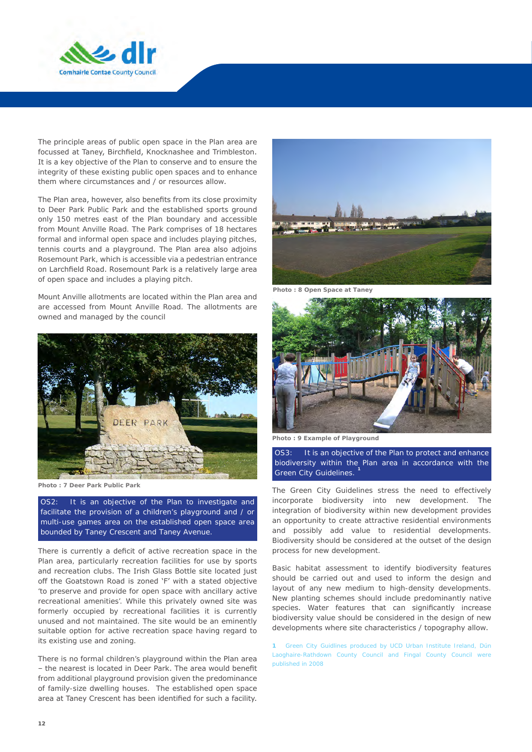The principle areas of public open space in the Plan area are focussed at Taney, Birchfield, Knocknashee and Trimbleston. It is a key objective of the Plan to conserve and to ensure the integrity of these existing public open spaces and to enhance them where circumstances and / or resources allow.

The Plan area, however, also benefits from its close proximity to Deer Park Public Park and the established sports ground only 150 metres east of the Plan boundary and accessible from Mount Anville Road. The Park comprises of 18 hectares formal and informal open space and includes playing pitches, tennis courts and a playground. The Plan area also adjoins Rosemount Park, which is accessible via a pedestrian entrance on Larchfield Road. Rosemount Park is a relatively large area of open space and includes a playing pitch.

Mount Anville allotments are located within the Plan area and are accessed from Mount Anville Road. The allotments are owned and managed by the council

Photo : 7 Deer Park Public Park

**OS2:** It is an objective of the Plan to investigate and facilitate the provision of a children's playground and / or multi-use games area on the established open space area bounded by Taney Crescent and Taney Avenue.

There is currently a deficit of active recreation space in the Plan area, particularly recreation facilities for use by sports and recreation clubs. The Irish Glass Bottle site located just off the Goatstown Road is zoned 'F' with a stated objective 'to preserve and provide for open space with ancillary active recreational amenities'. While this privately owned site was formerly occupied by recreational facilities it is currently unused and not maintained. The site would be an eminently suitable option for active recreation space having regard to its existing use and zoning.

There is no formal children's playground within the Plan area – the nearest is located in Deer Park. The area would benefit from additional playground provision given the predominance of family-size dwelling houses. The established open space area at Taney Crescent has been identified for such a facility.

Photo : 8 Open Space at Taney

Photo : 9 Example of Playground

**OS3:** It is an objective of the Plan to protect and enhance biodiversity within the Plan area in accordance with the Green City Guidelines.[1]

The Green City Guidelines stress the need to effectively incorporate biodiversity into new development. The integration of biodiversity within new development provides an opportunity to create attractive residential environments and possibly add value to residential developments. Biodiversity should be considered at the outset of the design process for new development.

Basic habitat assessment to identify biodiversity features should be carried out and used to inform the design and layout of any new medium to high-density developments. New planting schemes should include predominantly native species. Water features that can significantly increase biodiversity value should be considered in the design of new developments where site characteristics / topography allow.

1 Green City Guidlines produced by UCD Urban Institute Ireland, Dún Laoghaire-Rathdown County Council and Fingal County Council were published in 2008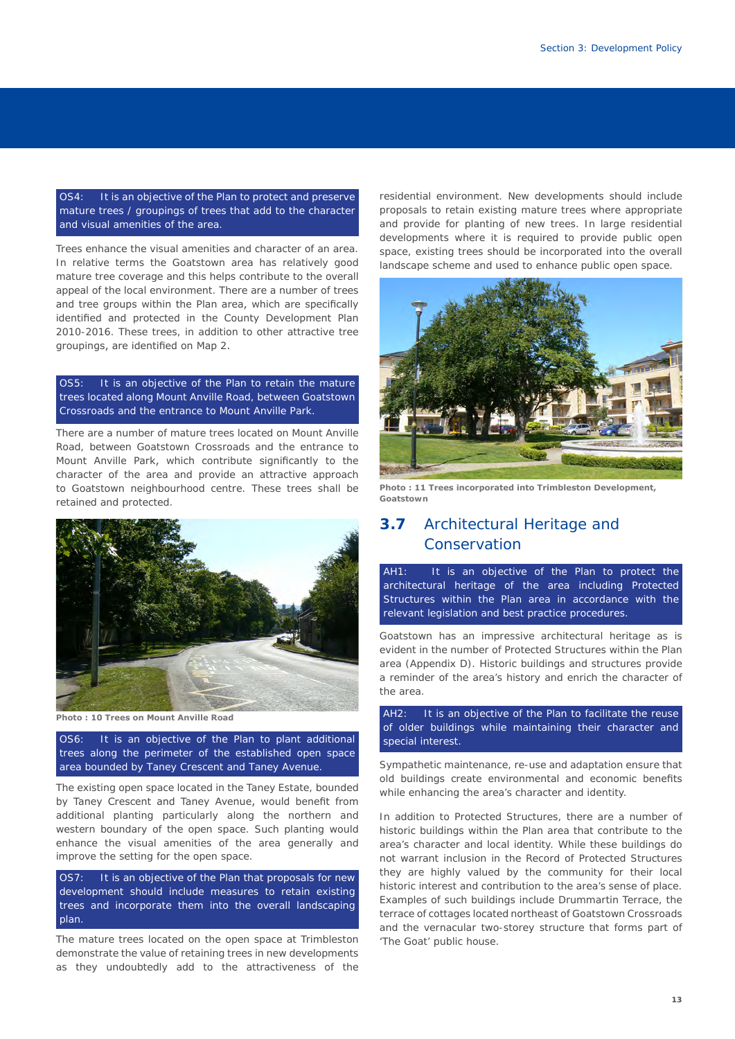OS4: It is an objective of the Plan to protect and preserve mature trees / groupings of trees that add to the character and visual amenities of the area.

Trees enhance the visual amenities and character of an area. In relative terms the Goatstown area has relatively good mature tree coverage and this helps contribute to the overall appeal of the local environment. There are a number of trees and tree groups within the Plan area, which are specifically identified and protected in the County Development Plan 2010-2016. These trees, in addition to other attractive tree groupings, are identified on Map 2.

OS5: It is an objective of the Plan to retain the mature trees located along Mount Anville Road, between Goatstown Crossroads and the entrance to Mount Anville Park.

There are a number of mature trees located on Mount Anville Road, between Goatstown Crossroads and the entrance to Mount Anville Park, which contribute significantly to the character of the area and provide an attractive approach to Goatstown neighbourhood centre. These trees shall be retained and protected.

**Photo : 10 Trees on Mount Anville Road**

OS6: It is an objective of the Plan to plant additional trees along the perimeter of the established open space area bounded by Taney Crescent and Taney Avenue.

The existing open space located in the Taney Estate, bounded by Taney Crescent and Taney Avenue, would benefit from additional planting particularly along the northern and western boundary of the open space. Such planting would enhance the visual amenities of the area generally and improve the setting for the open space.

OS7: It is an objective of the Plan that proposals for new development should include measures to retain existing trees and incorporate them into the overall landscaping plan.

The mature trees located on the open space at Trimbleston demonstrate the value of retaining trees in new developments as they undoubtedly add to the attractiveness of the residential environment. New developments should include proposals to retain existing mature trees where appropriate and provide for planting of new trees. In large residential developments where it is required to provide public open space, existing trees should be incorporated into the overall landscape scheme and used to enhance public open space.

**Photo : 11 Trees incorporated into Trimbleston Development, Goatstown**

## 3.7 Architectural Heritage and Conservation

AH1: It is an objective of the Plan to protect the architectural heritage of the area including Protected Structures within the Plan area in accordance with the relevant legislation and best practice procedures.

Goatstown has an impressive architectural heritage as is evident in the number of Protected Structures within the Plan area (Appendix D). Historic buildings and structures provide a reminder of the area's history and enrich the character of the area.

AH2: It is an objective of the Plan to facilitate the reuse of older buildings while maintaining their character and special interest.

Sympathetic maintenance, re-use and adaptation ensure that old buildings create environmental and economic benefits while enhancing the area's character and identity.

In addition to Protected Structures, there are a number of historic buildings within the Plan area that contribute to the area's character and local identity. While these buildings do not warrant inclusion in the Record of Protected Structures they are highly valued by the community for their local historic interest and contribution to the area's sense of place. Examples of such buildings include Drummartin Terrace, the terrace of cottages located northeast of Goatstown Crossroads and the vernacular two-storey structure that forms part of 'The Goat' public house.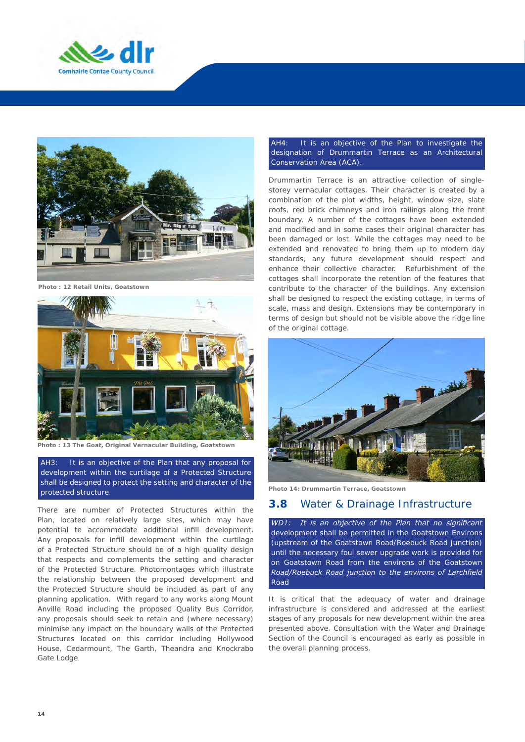Photo : 12 Retail Units, Goatstown

Photo : 13 The Goat, Original Vernacular Building, Goatstown

AH3: It is an objective of the Plan that any proposal for development within the curtilage of a Protected Structure shall be designed to protect the setting and character of the protected structure.

There are number of Protected Structures within the Plan, located on relatively large sites, which may have potential to accommodate additional infill development. Any proposals for infill development within the curtilage of a Protected Structure should be of a high quality design that respects and complements the setting and character of the Protected Structure. Photomontages which illustrate the relationship between the proposed development and the Protected Structure should be included as part of any planning application. With regard to any works along Mount Anville Road including the proposed Quality Bus Corridor, any proposals should seek to retain and (where necessary) minimise any impact on the boundary walls of the Protected Structures located on this corridor including Hollywood House, Cedarmount, The Garth, Theandra and Knockrabo Gate Lodge

AH4: It is an objective of the Plan to investigate the designation of Drummartin Terrace as an Architectural Conservation Area (ACA).

Drummartin Terrace is an attractive collection of single-storey vernacular cottages. Their character is created by a combination of the plot widths, height, window size, slate roofs, red brick chimneys and iron railings along the front boundary. A number of the cottages have been extended and modified and in some cases their original character has been damaged or lost. While the cottages may need to be extended and renovated to bring them up to modern day standards, any future development should respect and enhance their collective character. Refurbishment of the cottages shall incorporate the retention of the features that contribute to the character of the buildings. Any extension shall be designed to respect the existing cottage, in terms of scale, mass and design. Extensions may be contemporary in terms of design but should not be visible above the ridge line of the original cottage.

Photo 14: Drummartin Terrace, Goatstown

## 3.8 Water & Drainage Infrastructure

*WD1: It is an objective of the Plan that no significant* development shall be permitted in the Goatstown Environs (upstream of the Goatstown Road/Roebuck Road junction) until the necessary foul sewer upgrade work is provided for on Goatstown Road from the environs of the Goatstown *Road/Roebuck Road junction to the environs of Larchfield* Road

It is critical that the adequacy of water and drainage infrastructure is considered and addressed at the earliest stages of any proposals for new development within the area presented above. Consultation with the Water and Drainage Section of the Council is encouraged as early as possible in the overall planning process.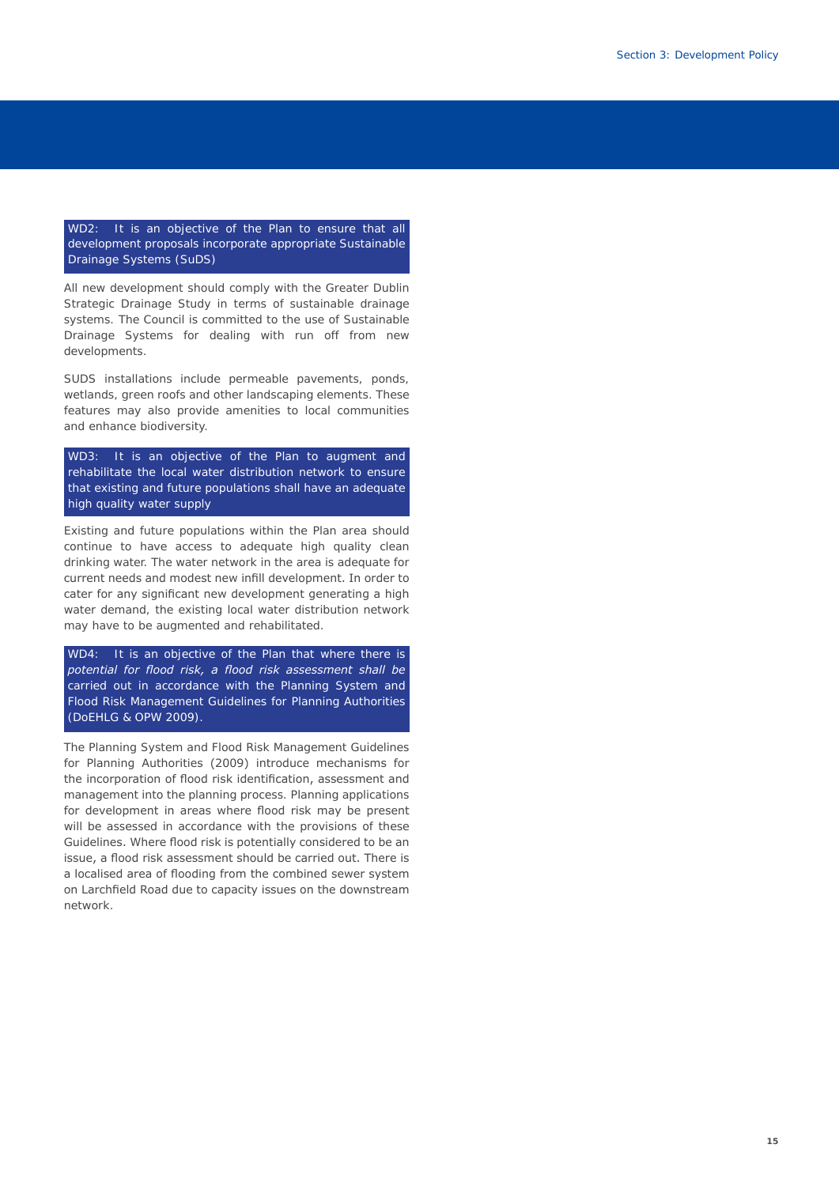**WD2: It is an objective of the Plan to ensure that all development proposals incorporate appropriate Sustainable Drainage Systems (SuDS)**

All new development should comply with the Greater Dublin Strategic Drainage Study in terms of sustainable drainage systems. The Council is committed to the use of Sustainable Drainage Systems for dealing with run off from new developments.

SUDS installations include permeable pavements, ponds, wetlands, green roofs and other landscaping elements. These features may also provide amenities to local communities and enhance biodiversity.

**WD3: It is an objective of the Plan to augment and rehabilitate the local water distribution network to ensure that existing and future populations shall have an adequate high quality water supply**

Existing and future populations within the Plan area should continue to have access to adequate high quality clean drinking water. The water network in the area is adequate for current needs and modest new infill development. In order to cater for any significant new development generating a high water demand, the existing local water distribution network may have to be augmented and rehabilitated.

**WD4: It is an objective of the Plan that where there is *potential for flood risk, a flood risk assessment shall be* carried out in accordance with the Planning System and Flood Risk Management Guidelines for Planning Authorities (DoEHLG & OPW 2009).**

The Planning System and Flood Risk Management Guidelines for Planning Authorities (2009) introduce mechanisms for the incorporation of flood risk identification, assessment and management into the planning process. Planning applications for development in areas where flood risk may be present will be assessed in accordance with the provisions of these Guidelines. Where flood risk is potentially considered to be an issue, a flood risk assessment should be carried out. There is a localised area of flooding from the combined sewer system on Larchfield Road due to capacity issues on the downstream network.